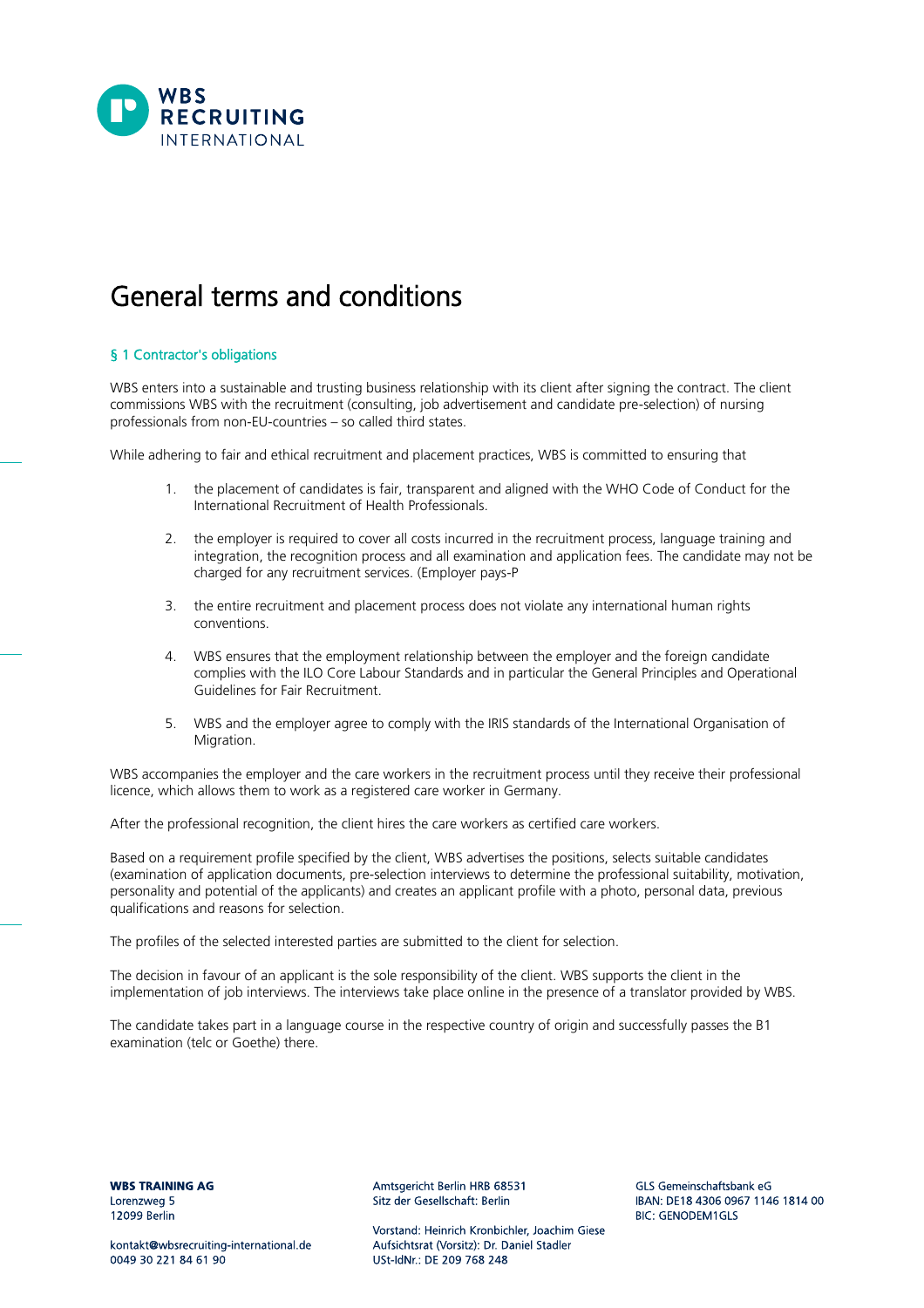# General terms and conditions

## § 1 Contractor's obligations

WBS enters into a sustainable and trusting business relationship with its client after signing the contract. The client commissions WBS with the recruitment (consulting, job advertisement and candidate pre-selection) of nursing professionals from non-EU-countries – so called third states.

While adhering to fair and ethical recruitment and placement practices, WBS is committed to ensuring that

1. the placement of candidates is fair, transparent and aligned with the WHO Code of Conduct for the International Recruitment of Health Professionals.
2. the employer is required to cover all costs incurred in the recruitment process, language training and integration, the recognition process and all examination and application fees. The candidate may not be charged for any recruitment services. (Employer pays-P
3. the entire recruitment and placement process does not violate any international human rights conventions.
4. WBS ensures that the employment relationship between the employer and the foreign candidate complies with the ILO Core Labour Standards and in particular the General Principles and Operational Guidelines for Fair Recruitment.
5. WBS and the employer agree to comply with the IRIS standards of the International Organisation of Migration.

WBS accompanies the employer and the care workers in the recruitment process until they receive their professional licence, which allows them to work as a registered care worker in Germany.

After the professional recognition, the client hires the care workers as certified care workers.

Based on a requirement profile specified by the client, WBS advertises the positions, selects suitable candidates (examination of application documents, pre-selection interviews to determine the professional suitability, motivation, personality and potential of the applicants) and creates an applicant profile with a photo, personal data, previous qualifications and reasons for selection.

The profiles of the selected interested parties are submitted to the client for selection.

The decision in favour of an applicant is the sole responsibility of the client. WBS supports the client in the implementation of job interviews. The interviews take place online in the presence of a translator provided by WBS.

The candidate takes part in a language course in the respective country of origin and successfully passes the B1 examination (telc or Goethe) there.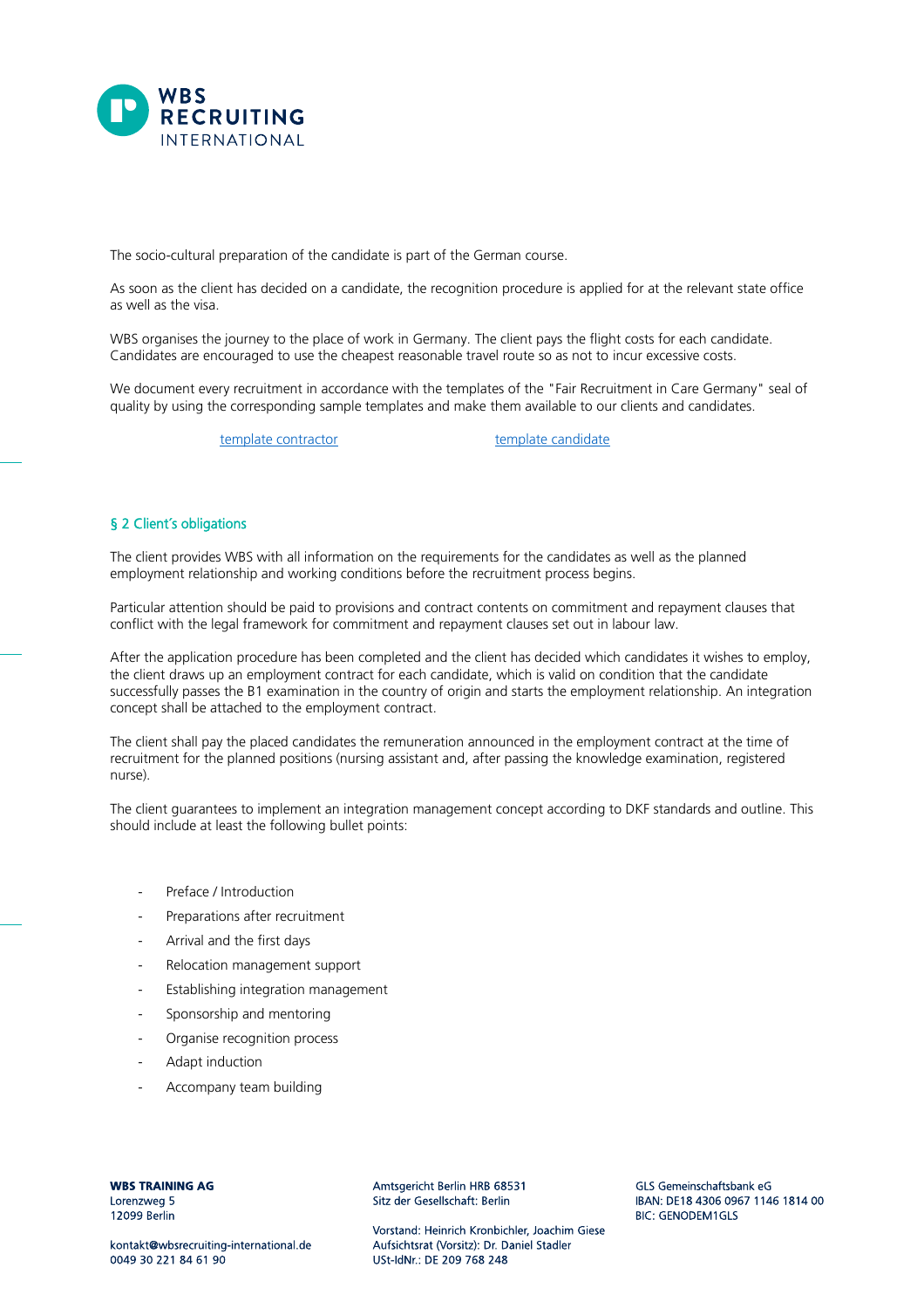The socio-cultural preparation of the candidate is part of the German course.

As soon as the client has decided on a candidate, the recognition procedure is applied for at the relevant state office as well as the visa.

WBS organises the journey to the place of work in Germany. The client pays the flight costs for each candidate. Candidates are encouraged to use the cheapest reasonable travel route so as not to incur excessive costs.

We document every recruitment in accordance with the templates of the "Fair Recruitment in Care Germany" seal of quality by using the corresponding sample templates and make them available to our clients and candidates.

template contractor template candidate

## § 2 Client's obligations

The client provides WBS with all information on the requirements for the candidates as well as the planned employment relationship and working conditions before the recruitment process begins.

Particular attention should be paid to provisions and contract contents on commitment and repayment clauses that conflict with the legal framework for commitment and repayment clauses set out in labour law.

After the application procedure has been completed and the client has decided which candidates it wishes to employ, the client draws up an employment contract for each candidate, which is valid on condition that the candidate successfully passes the B1 examination in the country of origin and starts the employment relationship. An integration concept shall be attached to the employment contract.

The client shall pay the placed candidates the remuneration announced in the employment contract at the time of recruitment for the planned positions (nursing assistant and, after passing the knowledge examination, registered nurse).

The client guarantees to implement an integration management concept according to DKF standards and outline. This should include at least the following bullet points:

- Preface / Introduction
- Preparations after recruitment
- Arrival and the first days
- Relocation management support
- Establishing integration management
- Sponsorship and mentoring
- Organise recognition process
- Adapt induction
- Accompany team building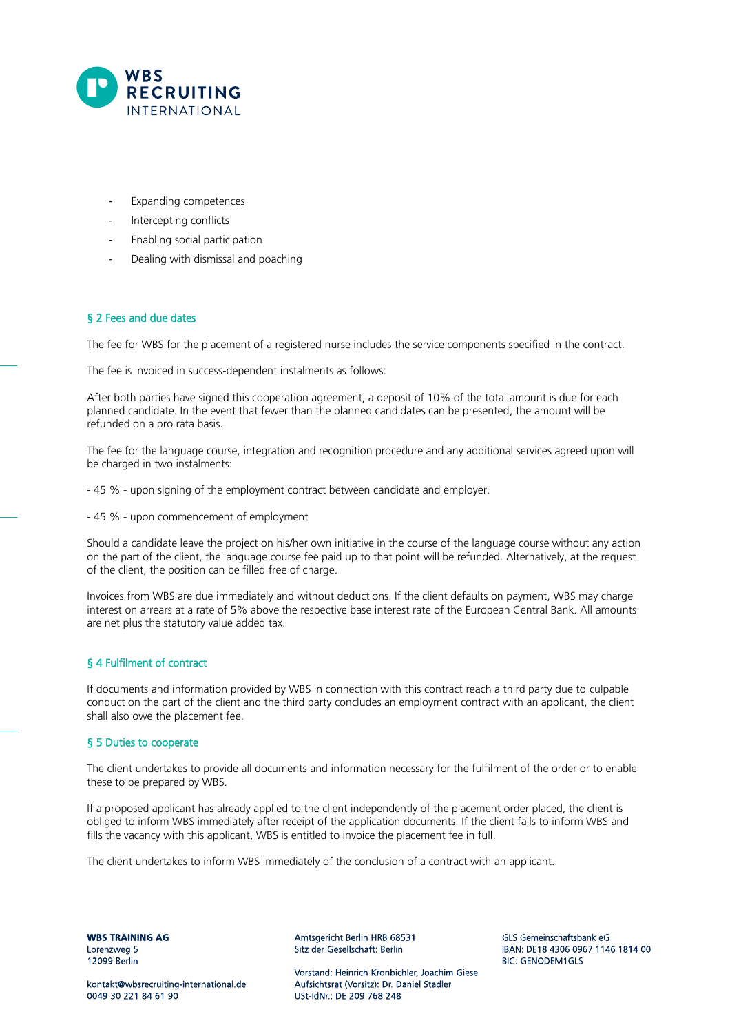- Expanding competences
- Intercepting conflicts
- Enabling social participation
- Dealing with dismissal and poaching

## § 2 Fees and due dates

The fee for WBS for the placement of a registered nurse includes the service components specified in the contract.

The fee is invoiced in success-dependent instalments as follows:

After both parties have signed this cooperation agreement, a deposit of 10% of the total amount is due for each planned candidate. In the event that fewer than the planned candidates can be presented, the amount will be refunded on a pro rata basis.

The fee for the language course, integration and recognition procedure and any additional services agreed upon will be charged in two instalments:

- 45 % - upon signing of the employment contract between candidate and employer.

- 45 % - upon commencement of employment

Should a candidate leave the project on his/her own initiative in the course of the language course without any action on the part of the client, the language course fee paid up to that point will be refunded. Alternatively, at the request of the client, the position can be filled free of charge.

Invoices from WBS are due immediately and without deductions. If the client defaults on payment, WBS may charge interest on arrears at a rate of 5% above the respective base interest rate of the European Central Bank. All amounts are net plus the statutory value added tax.

## § 4 Fulfilment of contract

If documents and information provided by WBS in connection with this contract reach a third party due to culpable conduct on the part of the client and the third party concludes an employment contract with an applicant, the client shall also owe the placement fee.

## § 5 Duties to cooperate

The client undertakes to provide all documents and information necessary for the fulfilment of the order or to enable these to be prepared by WBS.

If a proposed applicant has already applied to the client independently of the placement order placed, the client is obliged to inform WBS immediately after receipt of the application documents. If the client fails to inform WBS and fills the vacancy with this applicant, WBS is entitled to invoice the placement fee in full.

The client undertakes to inform WBS immediately of the conclusion of a contract with an applicant.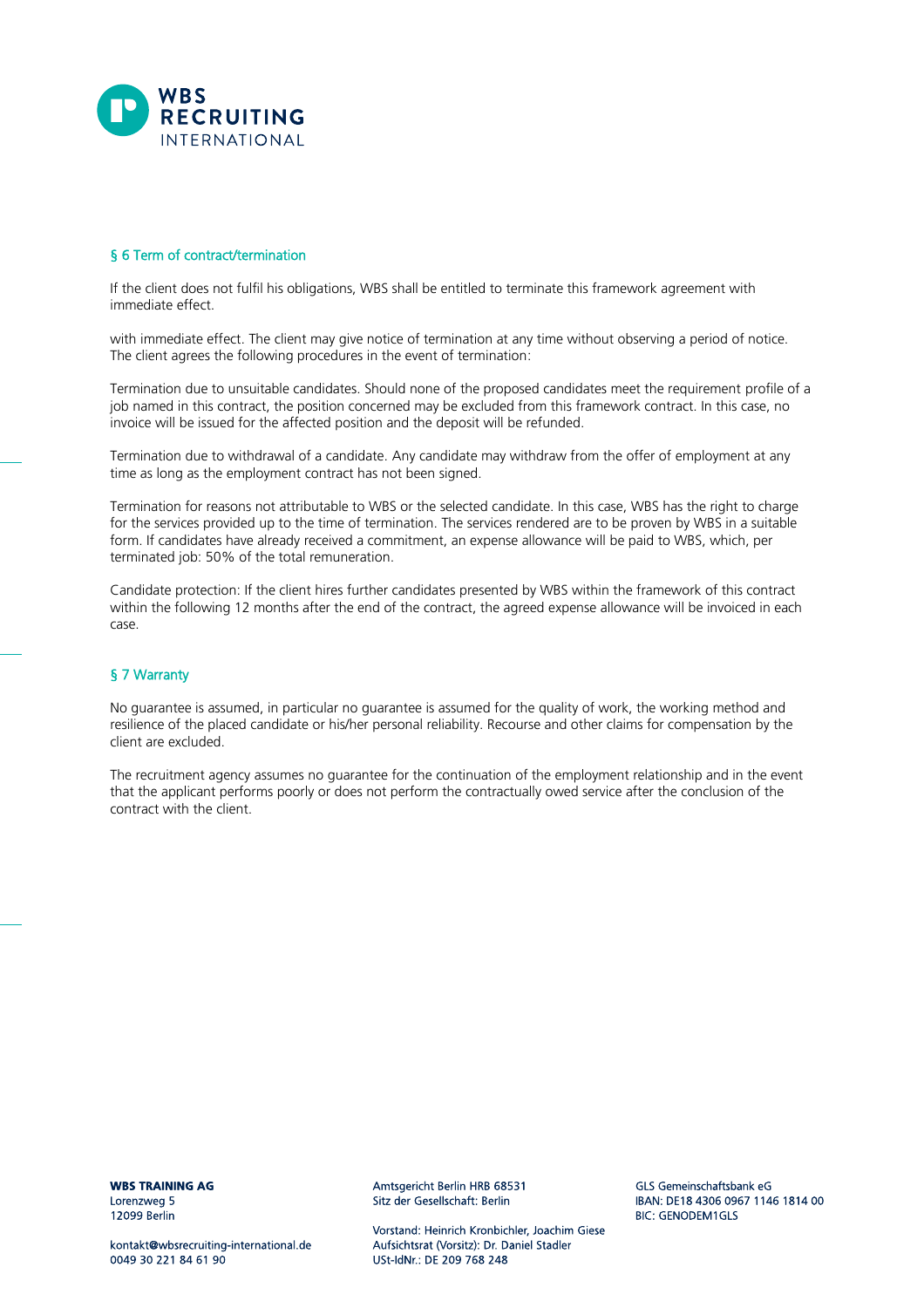## § 6 Term of contract/termination

If the client does not fulfil his obligations, WBS shall be entitled to terminate this framework agreement with immediate effect.

with immediate effect. The client may give notice of termination at any time without observing a period of notice. The client agrees the following procedures in the event of termination:

Termination due to unsuitable candidates. Should none of the proposed candidates meet the requirement profile of a job named in this contract, the position concerned may be excluded from this framework contract. In this case, no invoice will be issued for the affected position and the deposit will be refunded.

Termination due to withdrawal of a candidate. Any candidate may withdraw from the offer of employment at any time as long as the employment contract has not been signed.

Termination for reasons not attributable to WBS or the selected candidate. In this case, WBS has the right to charge for the services provided up to the time of termination. The services rendered are to be proven by WBS in a suitable form. If candidates have already received a commitment, an expense allowance will be paid to WBS, which, per terminated job: 50% of the total remuneration.

Candidate protection: If the client hires further candidates presented by WBS within the framework of this contract within the following 12 months after the end of the contract, the agreed expense allowance will be invoiced in each case.

## § 7 Warranty

No guarantee is assumed, in particular no guarantee is assumed for the quality of work, the working method and resilience of the placed candidate or his/her personal reliability. Recourse and other claims for compensation by the client are excluded.

The recruitment agency assumes no guarantee for the continuation of the employment relationship and in the event that the applicant performs poorly or does not perform the contractually owed service after the conclusion of the contract with the client.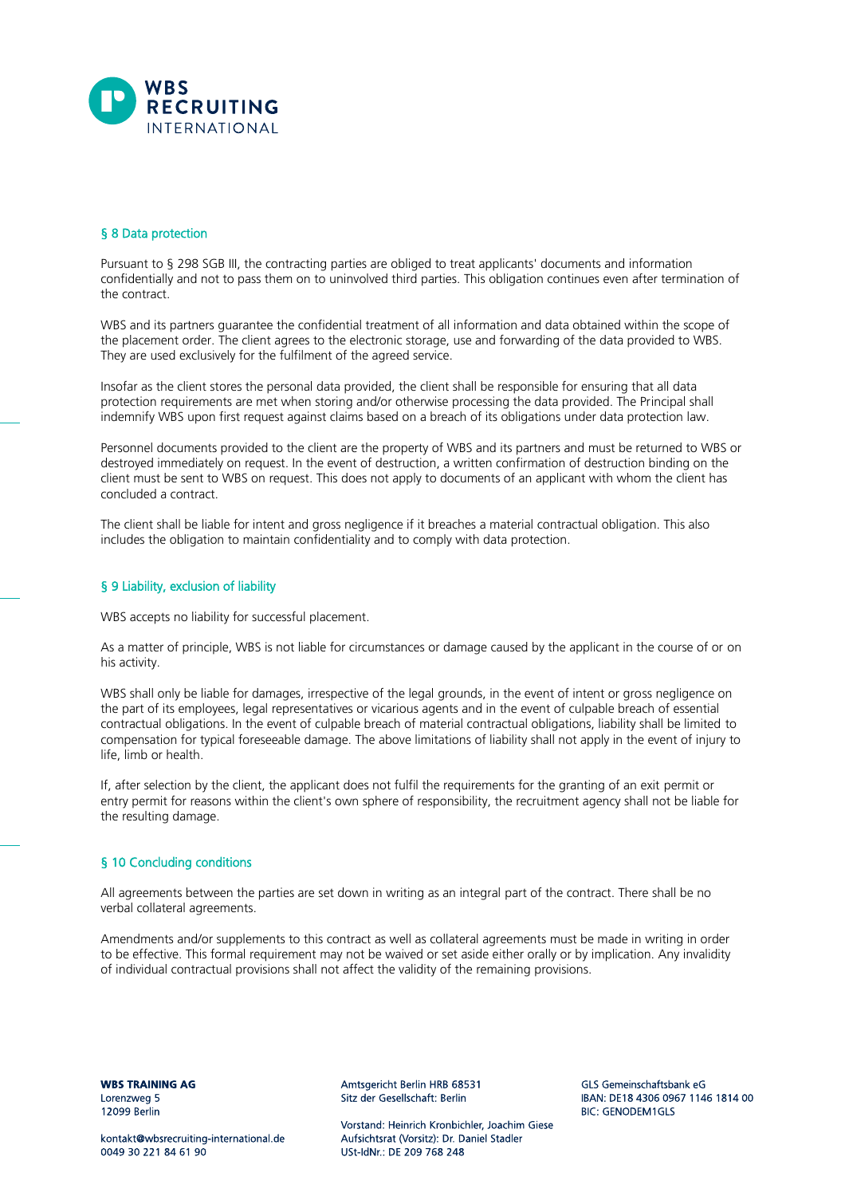## § 8 Data protection

Pursuant to § 298 SGB III, the contracting parties are obliged to treat applicants' documents and information confidentially and not to pass them on to uninvolved third parties. This obligation continues even after termination of the contract.

WBS and its partners guarantee the confidential treatment of all information and data obtained within the scope of the placement order. The client agrees to the electronic storage, use and forwarding of the data provided to WBS. They are used exclusively for the fulfilment of the agreed service.

Insofar as the client stores the personal data provided, the client shall be responsible for ensuring that all data protection requirements are met when storing and/or otherwise processing the data provided. The Principal shall indemnify WBS upon first request against claims based on a breach of its obligations under data protection law.

Personnel documents provided to the client are the property of WBS and its partners and must be returned to WBS or destroyed immediately on request. In the event of destruction, a written confirmation of destruction binding on the client must be sent to WBS on request. This does not apply to documents of an applicant with whom the client has concluded a contract.

The client shall be liable for intent and gross negligence if it breaches a material contractual obligation. This also includes the obligation to maintain confidentiality and to comply with data protection.

## § 9 Liability, exclusion of liability

WBS accepts no liability for successful placement.

As a matter of principle, WBS is not liable for circumstances or damage caused by the applicant in the course of or on his activity.

WBS shall only be liable for damages, irrespective of the legal grounds, in the event of intent or gross negligence on the part of its employees, legal representatives or vicarious agents and in the event of culpable breach of essential contractual obligations. In the event of culpable breach of material contractual obligations, liability shall be limited to compensation for typical foreseeable damage. The above limitations of liability shall not apply in the event of injury to life, limb or health.

If, after selection by the client, the applicant does not fulfil the requirements for the granting of an exit permit or entry permit for reasons within the client's own sphere of responsibility, the recruitment agency shall not be liable for the resulting damage.

## § 10 Concluding conditions

All agreements between the parties are set down in writing as an integral part of the contract. There shall be no verbal collateral agreements.

Amendments and/or supplements to this contract as well as collateral agreements must be made in writing in order to be effective. This formal requirement may not be waived or set aside either orally or by implication. Any invalidity of individual contractual provisions shall not affect the validity of the remaining provisions.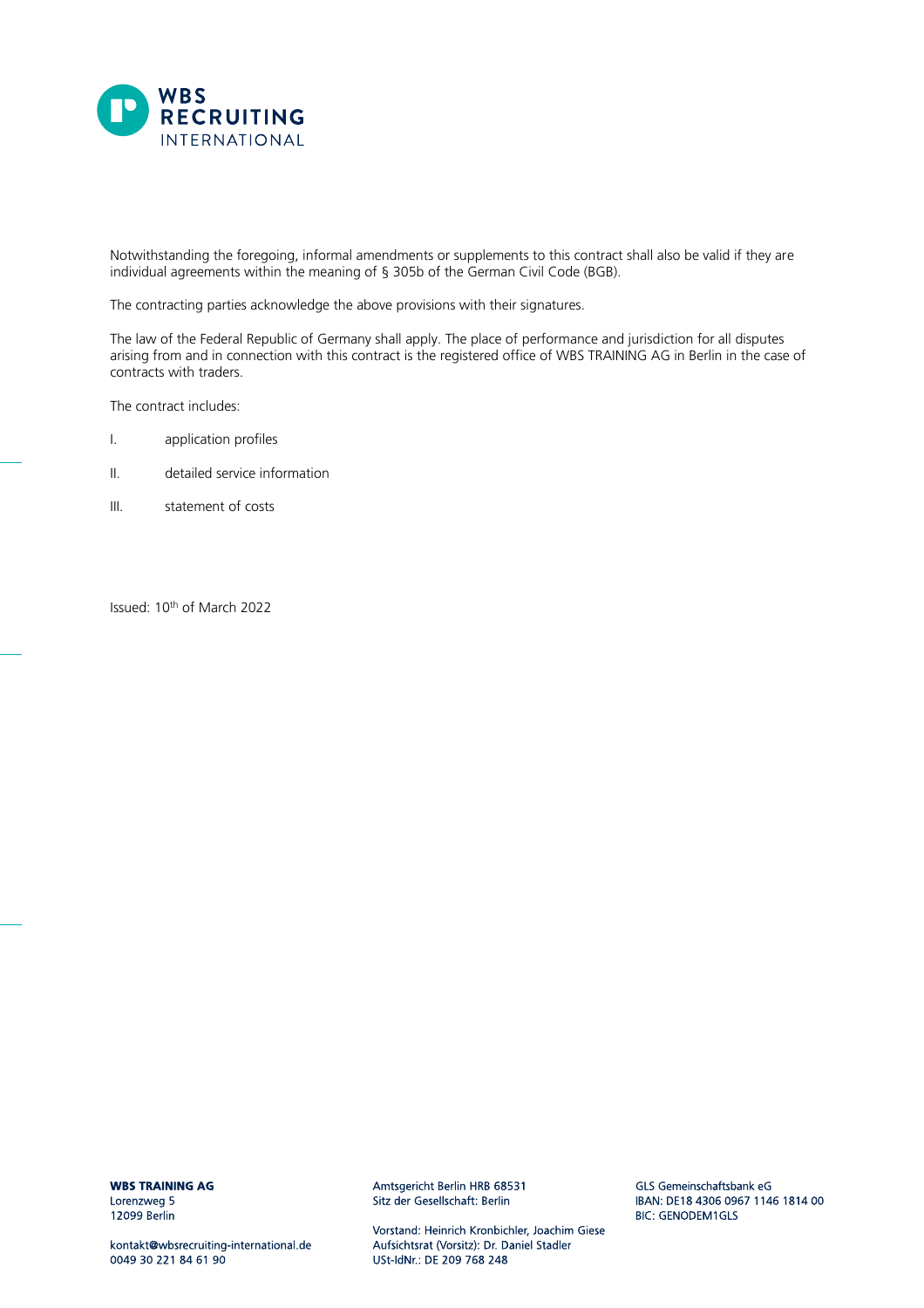Notwithstanding the foregoing, informal amendments or supplements to this contract shall also be valid if they are individual agreements within the meaning of § 305b of the German Civil Code (BGB).

The contracting parties acknowledge the above provisions with their signatures.

The law of the Federal Republic of Germany shall apply. The place of performance and jurisdiction for all disputes arising from and in connection with this contract is the registered office of WBS TRAINING AG in Berlin in the case of contracts with traders.

The contract includes:

I. application profiles

II. detailed service information

III. statement of costs

Issued: 10th of March 2022